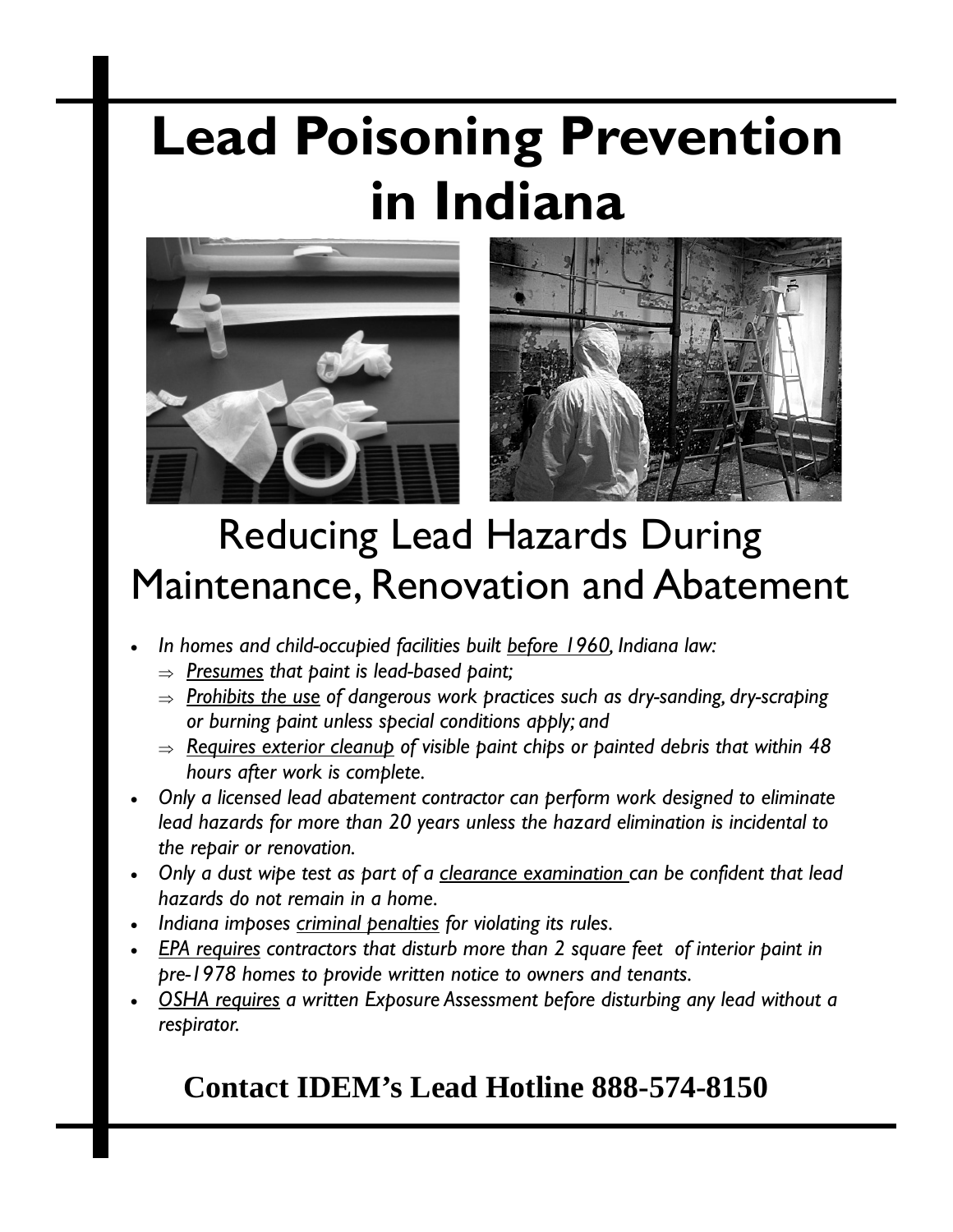# Lead Poisoning Prevention in Indiana

## Reducing Lead Hazards During Maintenance, Renovation and Abatement

- *In homes and child-occupied facilities built <u>before 1960</u>, Indiana law:*
  - ⇒ *<u>Presumes</u> that paint is lead-based paint;*
  - ⇒ *<u>Prohibits the use</u> of dangerous work practices such as dry-sanding, dry-scraping or burning paint unless special conditions apply; and*
  - ⇒ *<u>Requires exterior cleanup</u> of visible paint chips or painted debris that within 48 hours after work is complete.*
- *Only a licensed lead abatement contractor can perform work designed to eliminate lead hazards for more than 20 years unless the hazard elimination is incidental to the repair or renovation.*
- *Only a dust wipe test as part of a <u>clearance examination</u> can be confident that lead hazards do not remain in a home.*
- *Indiana imposes <u>criminal penalties</u> for violating its rules.*
- *<u>EPA requires</u> contractors that disturb more than 2 square feet of interior paint in pre-1978 homes to provide written notice to owners and tenants.*
- *<u>OSHA requires</u> a written Exposure Assessment before disturbing any lead without a respirator.*

**Contact IDEM's Lead Hotline 888-574-8150**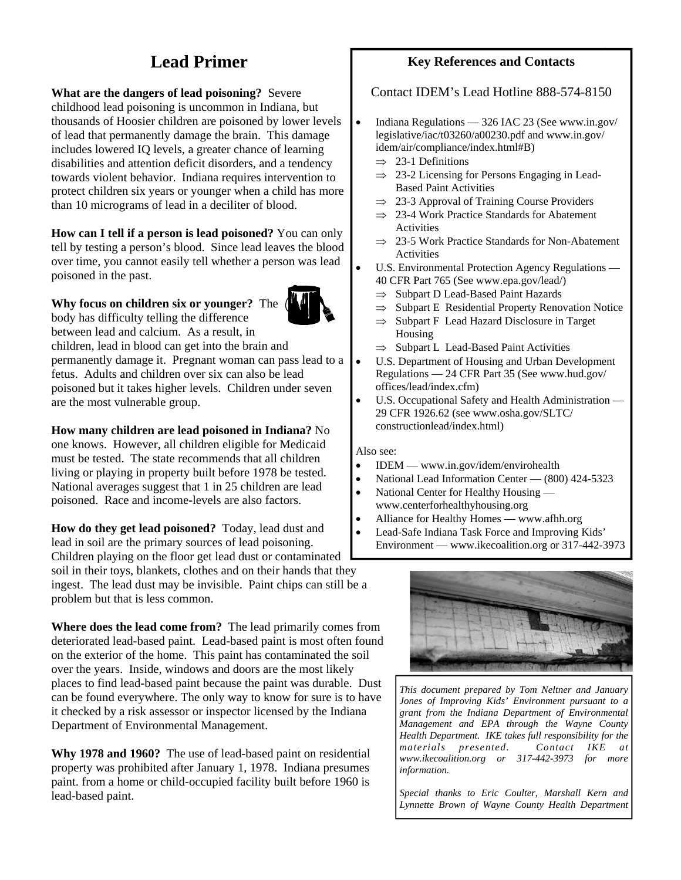# Lead Primer

**What are the dangers of lead poisoning?** Severe childhood lead poisoning is uncommon in Indiana, but thousands of Hoosier children are poisoned by lower levels of lead that permanently damage the brain. This damage includes lowered IQ levels, a greater chance of learning disabilities and attention deficit disorders, and a tendency towards violent behavior. Indiana requires intervention to protect children six years or younger when a child has more than 10 micrograms of lead in a deciliter of blood.

**How can I tell if a person is lead poisoned?** You can only tell by testing a person's blood. Since lead leaves the blood over time, you cannot easily tell whether a person was lead poisoned in the past.

**Why focus on children six or younger?** The body has difficulty telling the difference between lead and calcium. As a result, in children, lead in blood can get into the brain and permanently damage it. Pregnant woman can pass lead to a fetus. Adults and children over six can also be lead poisoned but it takes higher levels. Children under seven are the most vulnerable group.

**How many children are lead poisoned in Indiana?** No one knows. However, all children eligible for Medicaid must be tested. The state recommends that all children living or playing in property built before 1978 be tested. National averages suggest that 1 in 25 children are lead poisoned. Race and income-levels are also factors.

**How do they get lead poisoned?** Today, lead dust and lead in soil are the primary sources of lead poisoning. Children playing on the floor get lead dust or contaminated soil in their toys, blankets, clothes and on their hands that they ingest. The lead dust may be invisible. Paint chips can still be a problem but that is less common.

**Where does the lead come from?** The lead primarily comes from deteriorated lead-based paint. Lead-based paint is most often found on the exterior of the home. This paint has contaminated the soil over the years. Inside, windows and doors are the most likely places to find lead-based paint because the paint was durable. Dust can be found everywhere. The only way to know for sure is to have it checked by a risk assessor or inspector licensed by the Indiana Department of Environmental Management.

**Why 1978 and 1960?** The use of lead-based paint on residential property was prohibited after January 1, 1978. Indiana presumes paint. from a home or child-occupied facility built before 1960 is lead-based paint.

## Key References and Contacts

Contact IDEM's Lead Hotline 888-574-8150

- Indiana Regulations — 326 IAC 23 (See www.in.gov/legislative/iac/t03260/a00230.pdf and www.in.gov/idem/air/compliance/index.html#B)
  - ⇒ 23-1 Definitions
  - ⇒ 23-2 Licensing for Persons Engaging in Lead-Based Paint Activities
  - ⇒ 23-3 Approval of Training Course Providers
  - ⇒ 23-4 Work Practice Standards for Abatement Activities
  - ⇒ 23-5 Work Practice Standards for Non-Abatement Activities
- U.S. Environmental Protection Agency Regulations — 40 CFR Part 765 (See www.epa.gov/lead/)
  - ⇒ Subpart D Lead-Based Paint Hazards
  - ⇒ Subpart E Residential Property Renovation Notice
  - ⇒ Subpart F Lead Hazard Disclosure in Target Housing
  - ⇒ Subpart L Lead-Based Paint Activities
- U.S. Department of Housing and Urban Development Regulations — 24 CFR Part 35 (See www.hud.gov/offices/lead/index.cfm)
- U.S. Occupational Safety and Health Administration — 29 CFR 1926.62 (see www.osha.gov/SLTC/constructionlead/index.html)

Also see:

- IDEM — www.in.gov/idem/envirohealth
- National Lead Information Center — (800) 424-5323
- National Center for Healthy Housing — www.centerforhealthyhousing.org
- Alliance for Healthy Homes — www.afhh.org
- Lead-Safe Indiana Task Force and Improving Kids' Environment — www.ikecoalition.org or 317-442-3973

*This document prepared by Tom Neltner and January Jones of Improving Kids' Environment pursuant to a grant from the Indiana Department of Environmental Management and EPA through the Wayne County Health Department. IKE takes full responsibility for the materials presented. Contact IKE at www.ikecoalition.org or 317-442-3973 for more information.*

*Special thanks to Eric Coulter, Marshall Kern and Lynnette Brown of Wayne County Health Department*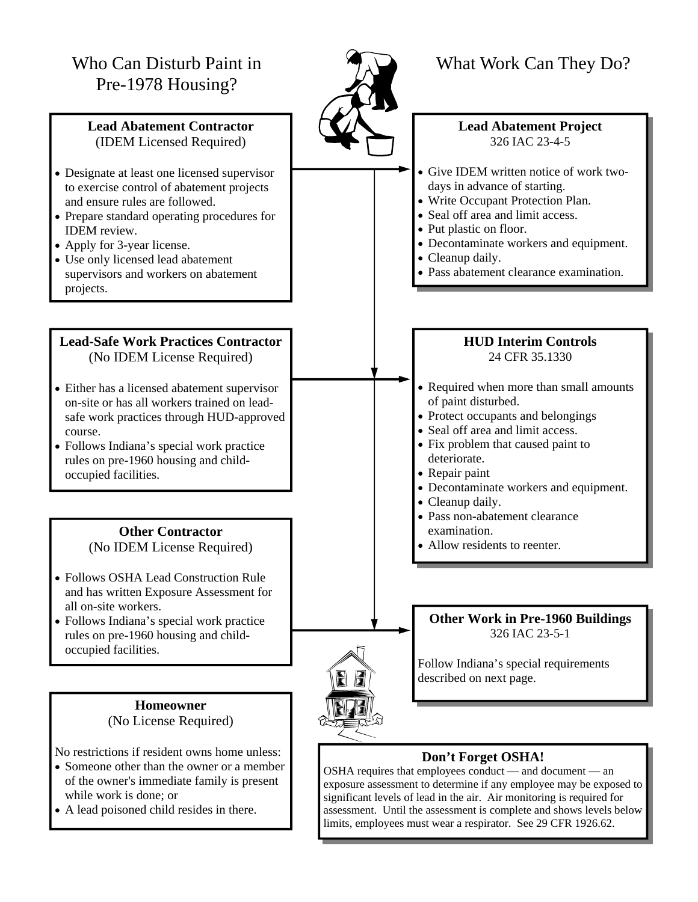## Who Can Disturb Paint in Pre-1978 Housing?

## What Work Can They Do?

### Lead Abatement Contractor
(IDEM Licensed Required)

- Designate at least one licensed supervisor to exercise control of abatement projects and ensure rules are followed.
- Prepare standard operating procedures for IDEM review.
- Apply for 3-year license.
- Use only licensed lead abatement supervisors and workers on abatement projects.

### Lead Abatement Project
326 IAC 23-4-5

- Give IDEM written notice of work two-days in advance of starting.
- Write Occupant Protection Plan.
- Seal off area and limit access.
- Put plastic on floor.
- Decontaminate workers and equipment.
- Cleanup daily.
- Pass abatement clearance examination.

### Lead-Safe Work Practices Contractor
(No IDEM License Required)

- Either has a licensed abatement supervisor on-site or has all workers trained on lead-safe work practices through HUD-approved course.
- Follows Indiana's special work practice rules on pre-1960 housing and child-occupied facilities.

### HUD Interim Controls
24 CFR 35.1330

- Required when more than small amounts of paint disturbed.
- Protect occupants and belongings
- Seal off area and limit access.
- Fix problem that caused paint to deteriorate.
- Repair paint
- Decontaminate workers and equipment.
- Cleanup daily.
- Pass non-abatement clearance examination.
- Allow residents to reenter.

### Other Contractor
(No IDEM License Required)

- Follows OSHA Lead Construction Rule and has written Exposure Assessment for all on-site workers.
- Follows Indiana's special work practice rules on pre-1960 housing and child-occupied facilities.

### Other Work in Pre-1960 Buildings
326 IAC 23-5-1

Follow Indiana's special requirements described on next page.

### Homeowner
(No License Required)

No restrictions if resident owns home unless:

- Someone other than the owner or a member of the owner's immediate family is present while work is done; or
- A lead poisoned child resides in there.

### Don't Forget OSHA!

OSHA requires that employees conduct — and document — an exposure assessment to determine if any employee may be exposed to significant levels of lead in the air. Air monitoring is required for assessment. Until the assessment is complete and shows levels below limits, employees must wear a respirator. See 29 CFR 1926.62.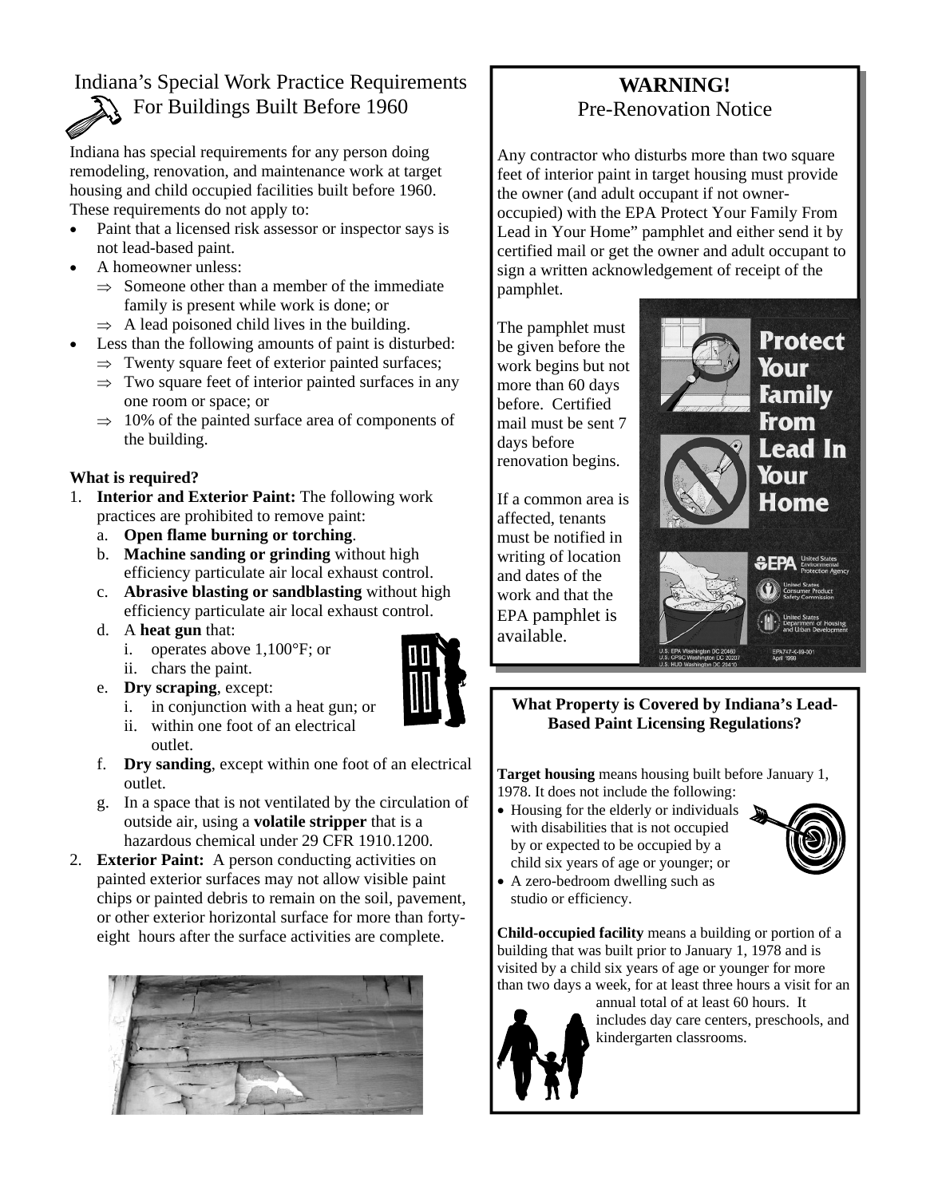## Indiana's Special Work Practice Requirements For Buildings Built Before 1960

Indiana has special requirements for any person doing remodeling, renovation, and maintenance work at target housing and child occupied facilities built before 1960. These requirements do not apply to:

- Paint that a licensed risk assessor or inspector says is not lead-based paint.
- A homeowner unless:
  - ⇒ Someone other than a member of the immediate family is present while work is done; or
  - ⇒ A lead poisoned child lives in the building.
- Less than the following amounts of paint is disturbed:
  - ⇒ Twenty square feet of exterior painted surfaces;
  - ⇒ Two square feet of interior painted surfaces in any one room or space; or
  - ⇒ 10% of the painted surface area of components of the building.

**What is required?**

1. **Interior and Exterior Paint:** The following work practices are prohibited to remove paint:
   a. **Open flame burning or torching**.
   b. **Machine sanding or grinding** without high efficiency particulate air local exhaust control.
   c. **Abrasive blasting or sandblasting** without high efficiency particulate air local exhaust control.
   d. A **heat gun** that:
      i. operates above 1,100°F; or
      ii. chars the paint.
   e. **Dry scraping**, except:
      i. in conjunction with a heat gun; or
      ii. within one foot of an electrical outlet.
   f. **Dry sanding**, except within one foot of an electrical outlet.
   g. In a space that is not ventilated by the circulation of outside air, using a **volatile stripper** that is a hazardous chemical under 29 CFR 1910.1200.
2. **Exterior Paint:** A person conducting activities on painted exterior surfaces may not allow visible paint chips or painted debris to remain on the soil, pavement, or other exterior horizontal surface for more than forty-eight hours after the surface activities are complete.

## WARNING!
### Pre-Renovation Notice

Any contractor who disturbs more than two square feet of interior paint in target housing must provide the owner (and adult occupant if not owner-occupied) with the EPA Protect Your Family From Lead in Your Home" pamphlet and either send it by certified mail or get the owner and adult occupant to sign a written acknowledgement of receipt of the pamphlet.

The pamphlet must be given before the work begins but not more than 60 days before. Certified mail must be sent 7 days before renovation begins.

If a common area is affected, tenants must be notified in writing of location and dates of the work and that the EPA pamphlet is available.

### What Property is Covered by Indiana's Lead-Based Paint Licensing Regulations?

**Target housing** means housing built before January 1, 1978. It does not include the following:

- Housing for the elderly or individuals with disabilities that is not occupied by or expected to be occupied by a child six years of age or younger; or
- A zero-bedroom dwelling such as studio or efficiency.

**Child-occupied facility** means a building or portion of a building that was built prior to January 1, 1978 and is visited by a child six years of age or younger for more than two days a week, for at least three hours a visit for an annual total of at least 60 hours. It includes day care centers, preschools, and kindergarten classrooms.